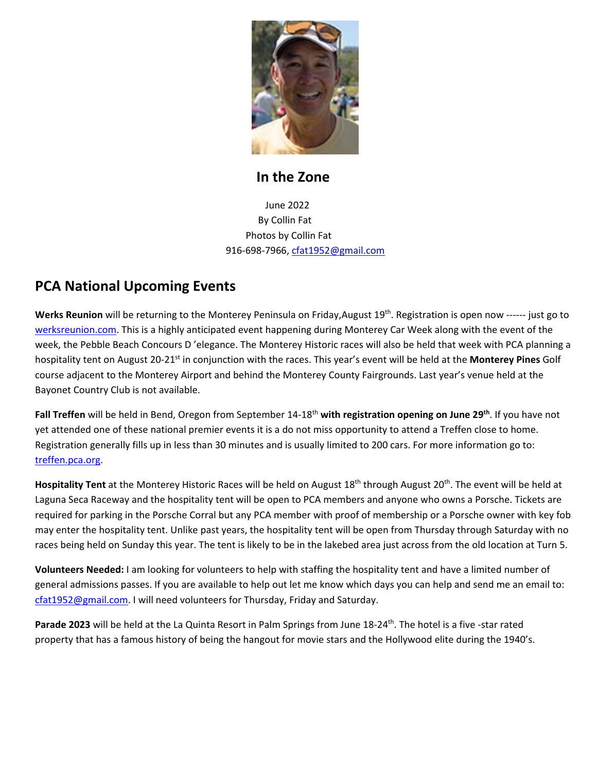# In the Zone

June 2022
By Collin Fat
Photos by Collin Fat
916-698-7966, cfat1952@gmail.com

## PCA National Upcoming Events

**Werks Reunion** will be returning to the Monterey Peninsula on Friday,August 19th. Registration is open now ------ just go to werksreunion.com. This is a highly anticipated event happening during Monterey Car Week along with the event of the week, the Pebble Beach Concours D 'elegance. The Monterey Historic races will also be held that week with PCA planning a hospitality tent on August 20-21st in conjunction with the races. This year's event will be held at the **Monterey Pines** Golf course adjacent to the Monterey Airport and behind the Monterey County Fairgrounds. Last year's venue held at the Bayonet Country Club is not available.

**Fall Treffen** will be held in Bend, Oregon from September 14-18th **with registration opening on June 29th**. If you have not yet attended one of these national premier events it is a do not miss opportunity to attend a Treffen close to home. Registration generally fills up in less than 30 minutes and is usually limited to 200 cars. For more information go to: treffen.pca.org.

**Hospitality Tent** at the Monterey Historic Races will be held on August 18th through August 20th. The event will be held at Laguna Seca Raceway and the hospitality tent will be open to PCA members and anyone who owns a Porsche. Tickets are required for parking in the Porsche Corral but any PCA member with proof of membership or a Porsche owner with key fob may enter the hospitality tent. Unlike past years, the hospitality tent will be open from Thursday through Saturday with no races being held on Sunday this year. The tent is likely to be in the lakebed area just across from the old location at Turn 5.

**Volunteers Needed:** I am looking for volunteers to help with staffing the hospitality tent and have a limited number of general admissions passes. If you are available to help out let me know which days you can help and send me an email to: cfat1952@gmail.com. I will need volunteers for Thursday, Friday and Saturday.

**Parade 2023** will be held at the La Quinta Resort in Palm Springs from June 18-24th. The hotel is a five -star rated property that has a famous history of being the hangout for movie stars and the Hollywood elite during the 1940's.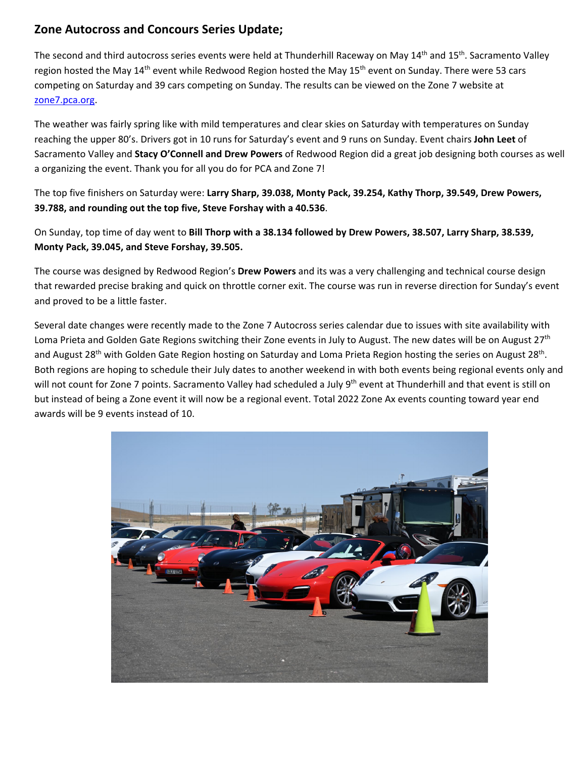## Zone Autocross and Concours Series Update;

The second and third autocross series events were held at Thunderhill Raceway on May 14th and 15th. Sacramento Valley region hosted the May 14th event while Redwood Region hosted the May 15th event on Sunday. There were 53 cars competing on Saturday and 39 cars competing on Sunday. The results can be viewed on the Zone 7 website at zone7.pca.org.

The weather was fairly spring like with mild temperatures and clear skies on Saturday with temperatures on Sunday reaching the upper 80's. Drivers got in 10 runs for Saturday's event and 9 runs on Sunday. Event chairs **John Leet** of Sacramento Valley and **Stacy O'Connell and Drew Powers** of Redwood Region did a great job designing both courses as well a organizing the event. Thank you for all you do for PCA and Zone 7!

The top five finishers on Saturday were: **Larry Sharp, 39.038, Monty Pack, 39.254, Kathy Thorp, 39.549, Drew Powers, 39.788, and rounding out the top five, Steve Forshay with a 40.536**.

On Sunday, top time of day went to **Bill Thorp with a 38.134 followed by Drew Powers, 38.507, Larry Sharp, 38.539, Monty Pack, 39.045, and Steve Forshay, 39.505.**

The course was designed by Redwood Region's **Drew Powers** and its was a very challenging and technical course design that rewarded precise braking and quick on throttle corner exit. The course was run in reverse direction for Sunday's event and proved to be a little faster.

Several date changes were recently made to the Zone 7 Autocross series calendar due to issues with site availability with Loma Prieta and Golden Gate Regions switching their Zone events in July to August. The new dates will be on August 27th and August 28th with Golden Gate Region hosting on Saturday and Loma Prieta Region hosting the series on August 28th. Both regions are hoping to schedule their July dates to another weekend in with both events being regional events only and will not count for Zone 7 points. Sacramento Valley had scheduled a July 9th event at Thunderhill and that event is still on but instead of being a Zone event it will now be a regional event. Total 2022 Zone Ax events counting toward year end awards will be 9 events instead of 10.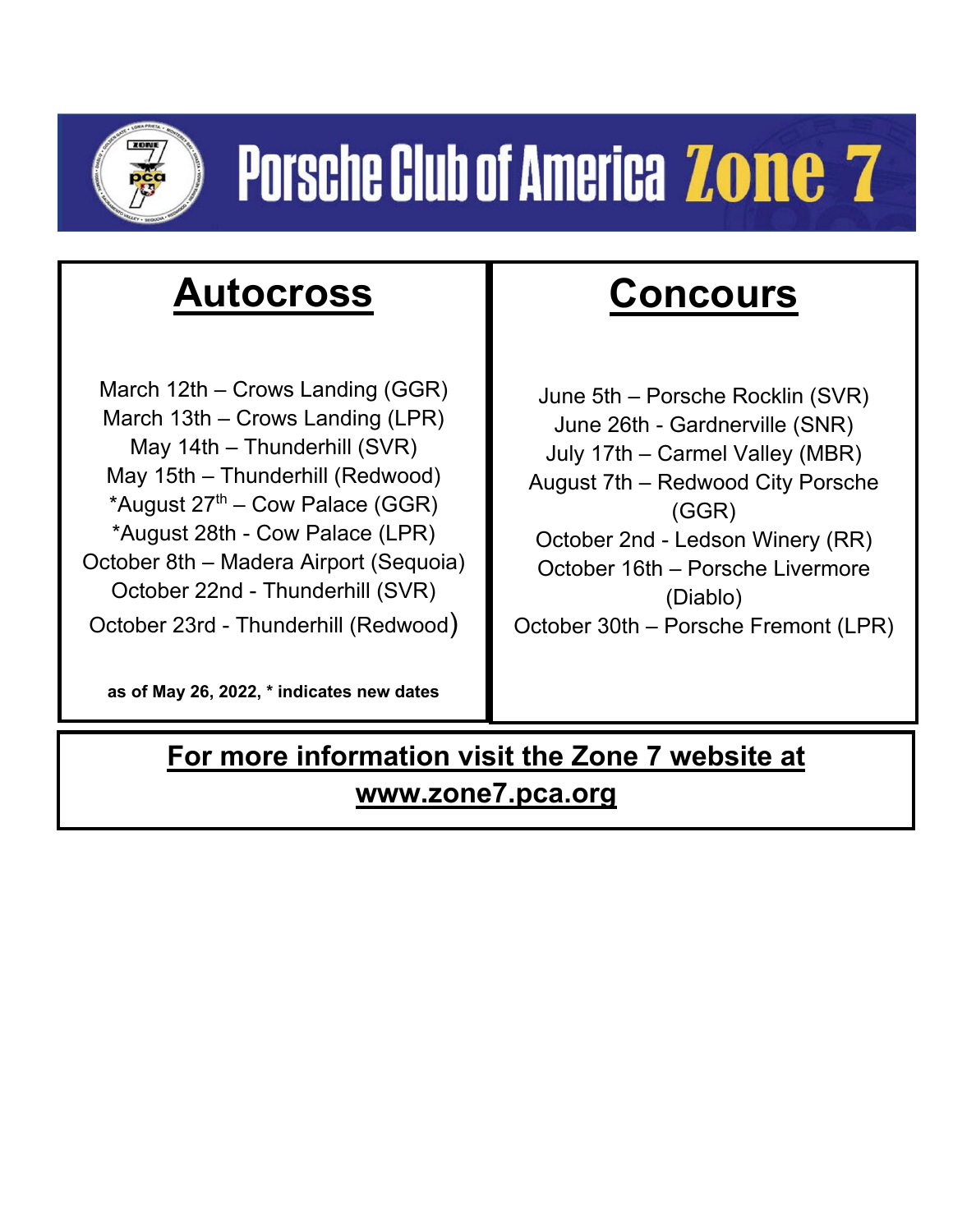# Porsche Club of America Zone 7

## Autocross

March 12th – Crows Landing (GGR)
March 13th – Crows Landing (LPR)
May 14th – Thunderhill (SVR)
May 15th – Thunderhill (Redwood)
*August 27th – Cow Palace (GGR)
*August 28th - Cow Palace (LPR)
October 8th – Madera Airport (Sequoia)
October 22nd - Thunderhill (SVR)
October 23rd - Thunderhill (Redwood)

**as of May 26, 2022, * indicates new dates**

## Concours

June 5th – Porsche Rocklin (SVR)
June 26th - Gardnerville (SNR)
July 17th – Carmel Valley (MBR)
August 7th – Redwood City Porsche (GGR)
October 2nd - Ledson Winery (RR)
October 16th – Porsche Livermore (Diablo)
October 30th – Porsche Fremont (LPR)

**For more information visit the Zone 7 website at www.zone7.pca.org**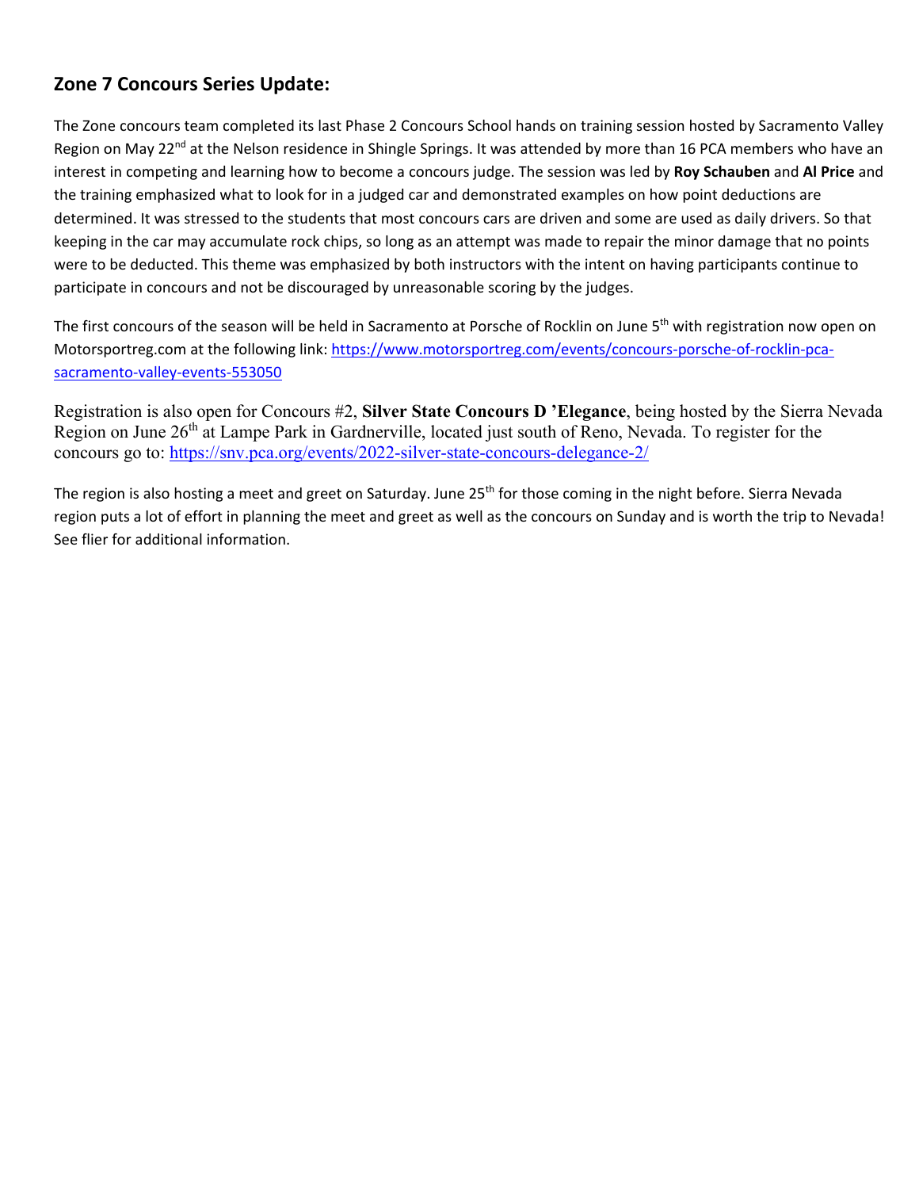## Zone 7 Concours Series Update:

The Zone concours team completed its last Phase 2 Concours School hands on training session hosted by Sacramento Valley Region on May 22nd at the Nelson residence in Shingle Springs. It was attended by more than 16 PCA members who have an interest in competing and learning how to become a concours judge. The session was led by **Roy Schauben** and **Al Price** and the training emphasized what to look for in a judged car and demonstrated examples on how point deductions are determined. It was stressed to the students that most concours cars are driven and some are used as daily drivers. So that keeping in the car may accumulate rock chips, so long as an attempt was made to repair the minor damage that no points were to be deducted. This theme was emphasized by both instructors with the intent on having participants continue to participate in concours and not be discouraged by unreasonable scoring by the judges.

The first concours of the season will be held in Sacramento at Porsche of Rocklin on June 5th with registration now open on Motorsportreg.com at the following link: https://www.motorsportreg.com/events/concours-porsche-of-rocklin-pca-sacramento-valley-events-553050

Registration is also open for Concours #2, **Silver State Concours D 'Elegance**, being hosted by the Sierra Nevada Region on June 26th at Lampe Park in Gardnerville, located just south of Reno, Nevada. To register for the concours go to: https://snv.pca.org/events/2022-silver-state-concours-delegance-2/

The region is also hosting a meet and greet on Saturday. June 25th for those coming in the night before. Sierra Nevada region puts a lot of effort in planning the meet and greet as well as the concours on Sunday and is worth the trip to Nevada! See flier for additional information.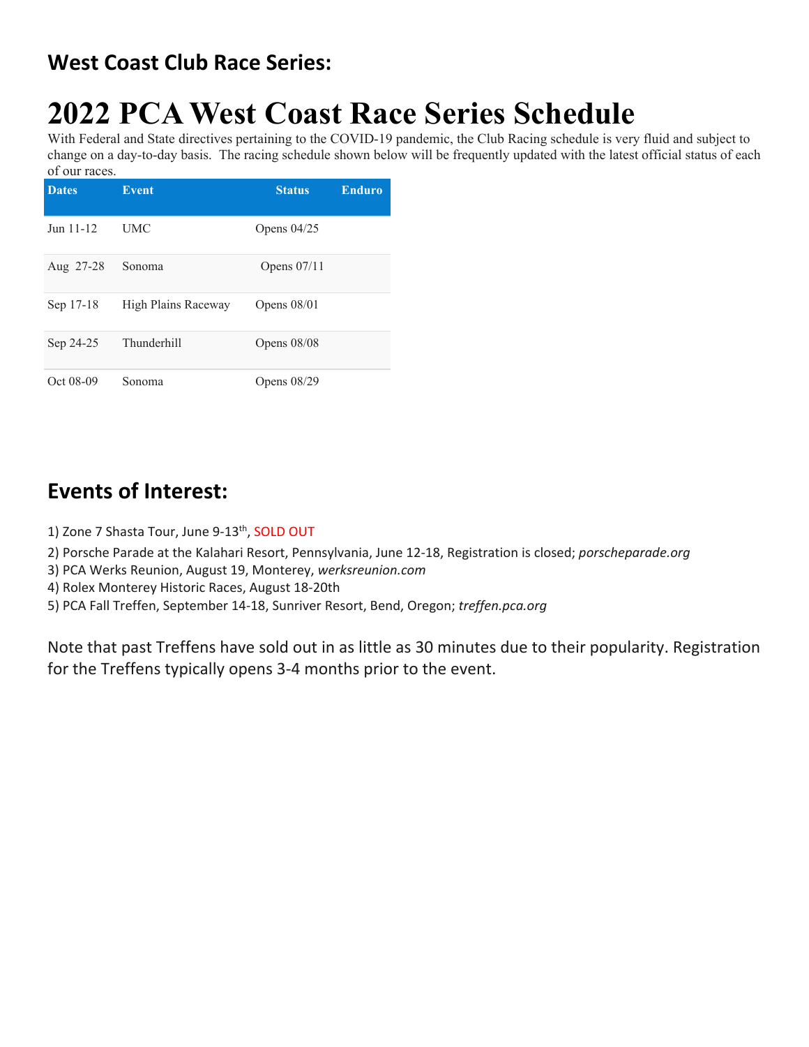## West Coast Club Race Series:

# 2022 PCA West Coast Race Series Schedule

With Federal and State directives pertaining to the COVID-19 pandemic, the Club Racing schedule is very fluid and subject to change on a day-to-day basis. The racing schedule shown below will be frequently updated with the latest official status of each of our races.

| Dates | Event | Status | Enduro |
|---|---|---|---|
| Jun 11-12 | UMC | Opens 04/25 | |
| Aug 27-28 | Sonoma | Opens 07/11 | |
| Sep 17-18 | High Plains Raceway | Opens 08/01 | |
| Sep 24-25 | Thunderhill | Opens 08/08 | |
| Oct 08-09 | Sonoma | Opens 08/29 | |

## Events of Interest:

1) Zone 7 Shasta Tour, June 9-13th, SOLD OUT
2) Porsche Parade at the Kalahari Resort, Pennsylvania, June 12-18, Registration is closed; *porscheparade.org*
3) PCA Werks Reunion, August 19, Monterey, *werksreunion.com*
4) Rolex Monterey Historic Races, August 18-20th
5) PCA Fall Treffen, September 14-18, Sunriver Resort, Bend, Oregon; *treffen.pca.org*

Note that past Treffens have sold out in as little as 30 minutes due to their popularity. Registration for the Treffens typically opens 3-4 months prior to the event.